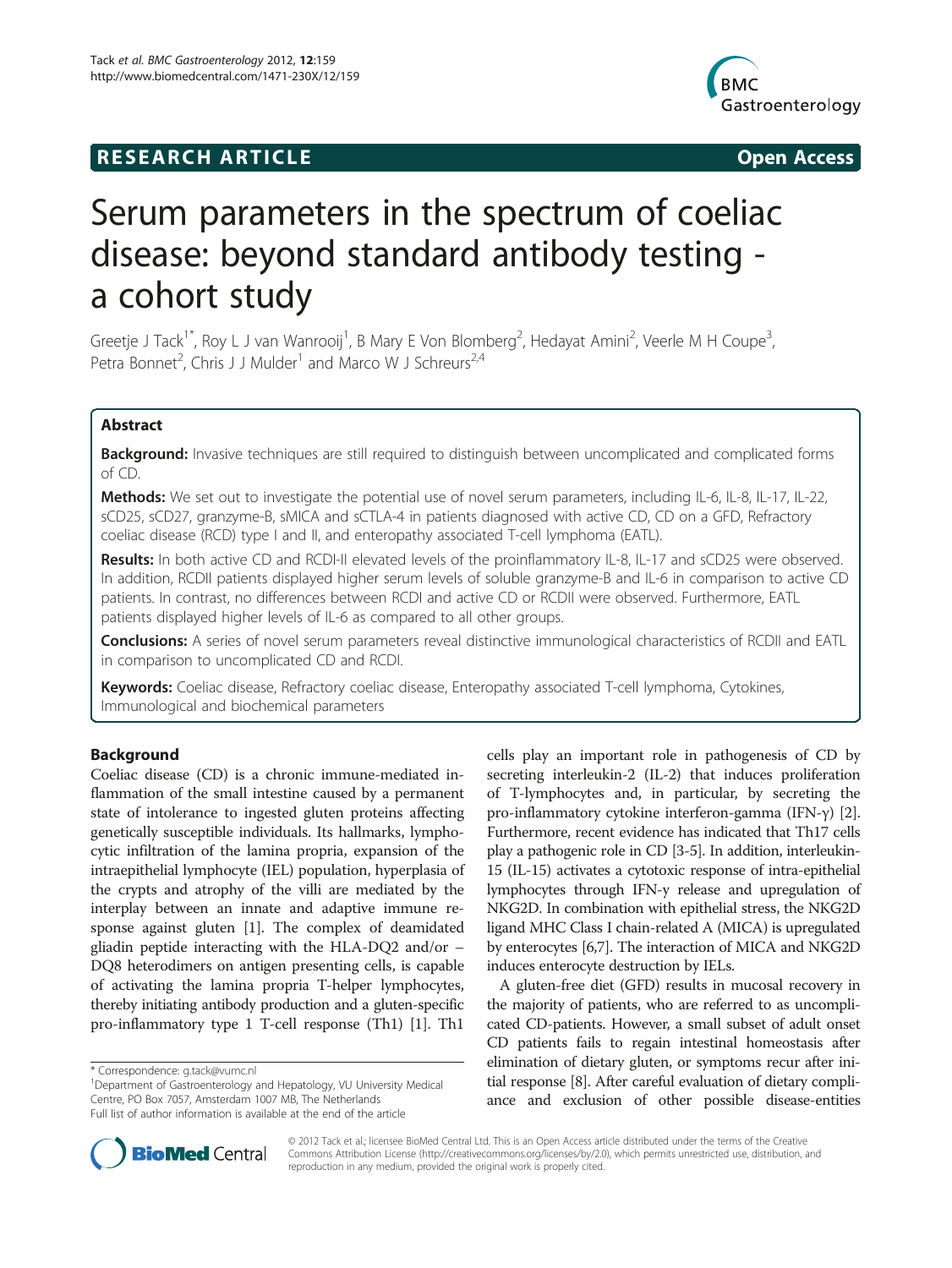# RESEARCH ARTICLE Open Access

# Serum parameters in the spectrum of coeliac disease: beyond standard antibody testing - a cohort study

Greetje J Tack[1*], Roy L J van Wanrooij[1], B Mary E Von Blomberg[2], Hedayat Amini[2], Veerle M H Coupe[3], Petra Bonnet[2], Chris J J Mulder[1] and Marco W J Schreurs[2,4]

## Abstract

**Background:** Invasive techniques are still required to distinguish between uncomplicated and complicated forms of CD.

**Methods:** We set out to investigate the potential use of novel serum parameters, including IL-6, IL-8, IL-17, IL-22, sCD25, sCD27, granzyme-B, sMICA and sCTLA-4 in patients diagnosed with active CD, CD on a GFD, Refractory coeliac disease (RCD) type I and II, and enteropathy associated T-cell lymphoma (EATL).

**Results:** In both active CD and RCDI-II elevated levels of the proinflammatory IL-8, IL-17 and sCD25 were observed. In addition, RCDII patients displayed higher serum levels of soluble granzyme-B and IL-6 in comparison to active CD patients. In contrast, no differences between RCDI and active CD or RCDII were observed. Furthermore, EATL patients displayed higher levels of IL-6 as compared to all other groups.

**Conclusions:** A series of novel serum parameters reveal distinctive immunological characteristics of RCDII and EATL in comparison to uncomplicated CD and RCDI.

**Keywords:** Coeliac disease, Refractory coeliac disease, Enteropathy associated T-cell lymphoma, Cytokines, Immunological and biochemical parameters

## Background

Coeliac disease (CD) is a chronic immune-mediated inflammation of the small intestine caused by a permanent state of intolerance to ingested gluten proteins affecting genetically susceptible individuals. Its hallmarks, lymphocytic infiltration of the lamina propria, expansion of the intraepithelial lymphocyte (IEL) population, hyperplasia of the crypts and atrophy of the villi are mediated by the interplay between an innate and adaptive immune response against gluten [1]. The complex of deamidated gliadin peptide interacting with the HLA-DQ2 and/or –DQ8 heterodimers on antigen presenting cells, is capable of activating the lamina propria T-helper lymphocytes, thereby initiating antibody production and a gluten-specific pro-inflammatory type 1 T-cell response (Th1) [1]. Th1 cells play an important role in pathogenesis of CD by secreting interleukin-2 (IL-2) that induces proliferation of T-lymphocytes and, in particular, by secreting the pro-inflammatory cytokine interferon-gamma (IFN-γ) [2]. Furthermore, recent evidence has indicated that Th17 cells play a pathogenic role in CD [3-5]. In addition, interleukin-15 (IL-15) activates a cytotoxic response of intra-epithelial lymphocytes through IFN-γ release and upregulation of NKG2D. In combination with epithelial stress, the NKG2D ligand MHC Class I chain-related A (MICA) is upregulated by enterocytes [6,7]. The interaction of MICA and NKG2D induces enterocyte destruction by IELs.

A gluten-free diet (GFD) results in mucosal recovery in the majority of patients, who are referred to as uncomplicated CD-patients. However, a small subset of adult onset CD patients fails to regain intestinal homeostasis after elimination of dietary gluten, or symptoms recur after initial response [8]. After careful evaluation of dietary compliance and exclusion of other possible disease-entities

* Correspondence: g.tack@vumc.nl
[1]Department of Gastroenterology and Hepatology, VU University Medical Centre, PO Box 7057, Amsterdam 1007 MB, The Netherlands
Full list of author information is available at the end of the article

© 2012 Tack et al.; licensee BioMed Central Ltd. This is an Open Access article distributed under the terms of the Creative Commons Attribution License (http://creativecommons.org/licenses/by/2.0), which permits unrestricted use, distribution, and reproduction in any medium, provided the original work is properly cited.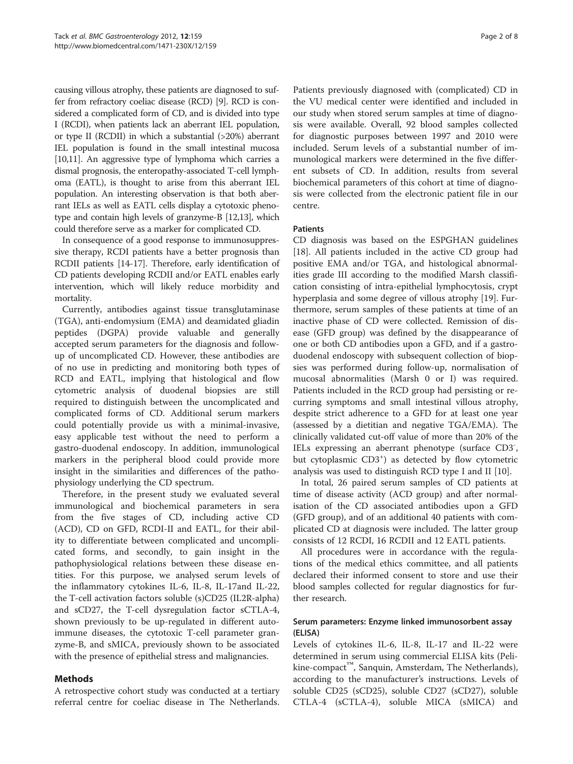causing villous atrophy, these patients are diagnosed to suffer from refractory coeliac disease (RCD) [9]. RCD is considered a complicated form of CD, and is divided into type I (RCDI), when patients lack an aberrant IEL population, or type II (RCDII) in which a substantial (>20%) aberrant IEL population is found in the small intestinal mucosa [10,11]. An aggressive type of lymphoma which carries a dismal prognosis, the enteropathy-associated T-cell lymphoma (EATL), is thought to arise from this aberrant IEL population. An interesting observation is that both aberrant IELs as well as EATL cells display a cytotoxic phenotype and contain high levels of granzyme-B [12,13], which could therefore serve as a marker for complicated CD.

In consequence of a good response to immunosuppressive therapy, RCDI patients have a better prognosis than RCDII patients [14-17]. Therefore, early identification of CD patients developing RCDII and/or EATL enables early intervention, which will likely reduce morbidity and mortality.

Currently, antibodies against tissue transglutaminase (TGA), anti-endomysium (EMA) and deamidated gliadin peptides (DGPA) provide valuable and generally accepted serum parameters for the diagnosis and follow-up of uncomplicated CD. However, these antibodies are of no use in predicting and monitoring both types of RCD and EATL, implying that histological and flow cytometric analysis of duodenal biopsies are still required to distinguish between the uncomplicated and complicated forms of CD. Additional serum markers could potentially provide us with a minimal-invasive, easy applicable test without the need to perform a gastro-duodenal endoscopy. In addition, immunological markers in the peripheral blood could provide more insight in the similarities and differences of the pathophysiology underlying the CD spectrum.

Therefore, in the present study we evaluated several immunological and biochemical parameters in sera from the five stages of CD, including active CD (ACD), CD on GFD, RCDI-II and EATL, for their ability to differentiate between complicated and uncomplicated forms, and secondly, to gain insight in the pathophysiological relations between these disease entities. For this purpose, we analysed serum levels of the inflammatory cytokines IL-6, IL-8, IL-17and IL-22, the T-cell activation factors soluble (s)CD25 (IL2R-alpha) and sCD27, the T-cell dysregulation factor sCTLA-4, shown previously to be up-regulated in different autoimmune diseases, the cytotoxic T-cell parameter granzyme-B, and sMICA, previously shown to be associated with the presence of epithelial stress and malignancies.

## Methods

A retrospective cohort study was conducted at a tertiary referral centre for coeliac disease in The Netherlands. Patients previously diagnosed with (complicated) CD in the VU medical center were identified and included in our study when stored serum samples at time of diagnosis were available. Overall, 92 blood samples collected for diagnostic purposes between 1997 and 2010 were included. Serum levels of a substantial number of immunological markers were determined in the five different subsets of CD. In addition, results from several biochemical parameters of this cohort at time of diagnosis were collected from the electronic patient file in our centre.

### Patients

CD diagnosis was based on the ESPGHAN guidelines [18]. All patients included in the active CD group had positive EMA and/or TGA, and histological abnormalities grade III according to the modified Marsh classification consisting of intra-epithelial lymphocytosis, crypt hyperplasia and some degree of villous atrophy [19]. Furthermore, serum samples of these patients at time of an inactive phase of CD were collected. Remission of disease (GFD group) was defined by the disappearance of one or both CD antibodies upon a GFD, and if a gastro-duodenal endoscopy with subsequent collection of biopsies was performed during follow-up, normalisation of mucosal abnormalities (Marsh 0 or I) was required. Patients included in the RCD group had persisting or recurring symptoms and small intestinal villous atrophy, despite strict adherence to a GFD for at least one year (assessed by a dietitian and negative TGA/EMA). The clinically validated cut-off value of more than 20% of the IELs expressing an aberrant phenotype (surface $CD3^-$, but cytoplasmic $CD3^+$) as detected by flow cytometric analysis was used to distinguish RCD type I and II [10].

In total, 26 paired serum samples of CD patients at time of disease activity (ACD group) and after normalisation of the CD associated antibodies upon a GFD (GFD group), and of an additional 40 patients with complicated CD at diagnosis were included. The latter group consists of 12 RCDI, 16 RCDII and 12 EATL patients.

All procedures were in accordance with the regulations of the medical ethics committee, and all patients declared their informed consent to store and use their blood samples collected for regular diagnostics for further research.

### Serum parameters: Enzyme linked immunosorbent assay (ELISA)

Levels of cytokines IL-6, IL-8, IL-17 and IL-22 were determined in serum using commercial ELISA kits (Pelikine-compact™, Sanquin, Amsterdam, The Netherlands), according to the manufacturer's instructions. Levels of soluble CD25 (sCD25), soluble CD27 (sCD27), soluble CTLA-4 (sCTLA-4), soluble MICA (sMICA) and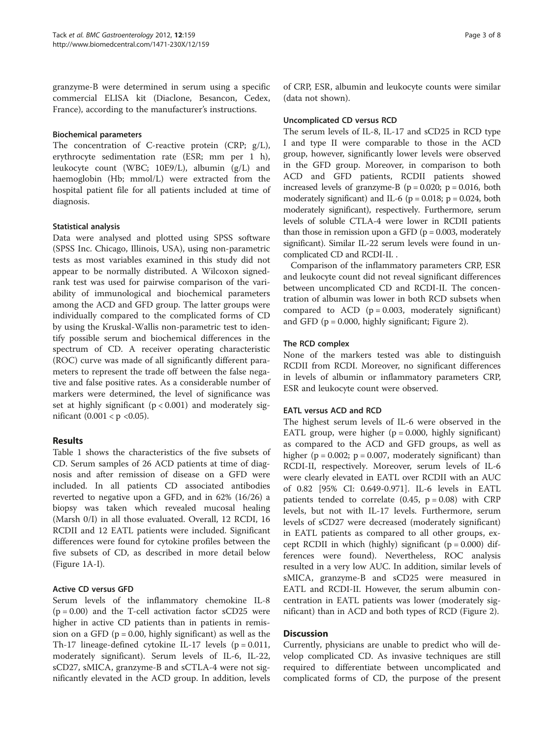granzyme-B were determined in serum using a specific commercial ELISA kit (Diaclone, Besancon, Cedex, France), according to the manufacturer's instructions.

#### Biochemical parameters

The concentration of C-reactive protein (CRP; g/L), erythrocyte sedimentation rate (ESR; mm per 1 h), leukocyte count (WBC; 10E9/L), albumin (g/L) and haemoglobin (Hb; mmol/L) were extracted from the hospital patient file for all patients included at time of diagnosis.

#### Statistical analysis

Data were analysed and plotted using SPSS software (SPSS Inc. Chicago, Illinois, USA), using non-parametric tests as most variables examined in this study did not appear to be normally distributed. A Wilcoxon signed-rank test was used for pairwise comparison of the variability of immunological and biochemical parameters among the ACD and GFD group. The latter groups were individually compared to the complicated forms of CD by using the Kruskal-Wallis non-parametric test to identify possible serum and biochemical differences in the spectrum of CD. A receiver operating characteristic (ROC) curve was made of all significantly different parameters to represent the trade off between the false negative and false positive rates. As a considerable number of markers were determined, the level of significance was set at highly significant ($p < 0.001$) and moderately significant ($0.001 < p < 0.05$).

## Results

Table 1 shows the characteristics of the five subsets of CD. Serum samples of 26 ACD patients at time of diagnosis and after remission of disease on a GFD were included. In all patients CD associated antibodies reverted to negative upon a GFD, and in 62% (16/26) a biopsy was taken which revealed mucosal healing (Marsh 0/I) in all those evaluated. Overall, 12 RCDI, 16 RCDII and 12 EATL patients were included. Significant differences were found for cytokine profiles between the five subsets of CD, as described in more detail below (Figure 1A-I).

#### Active CD versus GFD

Serum levels of the inflammatory chemokine IL-8 ($p = 0.00$) and the T-cell activation factor sCD25 were higher in active CD patients than in patients in remission on a GFD ($p = 0.00$, highly significant) as well as the Th-17 lineage-defined cytokine IL-17 levels ($p = 0.011$, moderately significant). Serum levels of IL-6, IL-22, sCD27, sMICA, granzyme-B and sCTLA-4 were not significantly elevated in the ACD group. In addition, levels of CRP, ESR, albumin and leukocyte counts were similar (data not shown).

#### Uncomplicated CD versus RCD

The serum levels of IL-8, IL-17 and sCD25 in RCD type I and type II were comparable to those in the ACD group, however, significantly lower levels were observed in the GFD group. Moreover, in comparison to both ACD and GFD patients, RCDII patients showed increased levels of granzyme-B ($p = 0.020$; $p = 0.016$, both moderately significant) and IL-6 ($p = 0.018$; $p = 0.024$, both moderately significant), respectively. Furthermore, serum levels of soluble CTLA-4 were lower in RCDII patients than those in remission upon a GFD ($p = 0.003$, moderately significant). Similar IL-22 serum levels were found in uncomplicated CD and RCDI-II. .

Comparison of the inflammatory parameters CRP, ESR and leukocyte count did not reveal significant differences between uncomplicated CD and RCDI-II. The concentration of albumin was lower in both RCD subsets when compared to ACD ($p = 0.003$, moderately significant) and GFD ($p = 0.000$, highly significant; Figure 2).

#### The RCD complex

None of the markers tested was able to distinguish RCDII from RCDI. Moreover, no significant differences in levels of albumin or inflammatory parameters CRP, ESR and leukocyte count were observed.

#### EATL versus ACD and RCD

The highest serum levels of IL-6 were observed in the EATL group, were higher ($p = 0.000$, highly significant) as compared to the ACD and GFD groups, as well as higher ($p = 0.002$; $p = 0.007$, moderately significant) than RCDI-II, respectively. Moreover, serum levels of IL-6 were clearly elevated in EATL over RCDII with an AUC of 0.82 [95% CI: 0.649-0.971]. IL-6 levels in EATL patients tended to correlate (0.45, $p = 0.08$) with CRP levels, but not with IL-17 levels. Furthermore, serum levels of sCD27 were decreased (moderately significant) in EATL patients as compared to all other groups, except RCDII in which (highly) significant ($p = 0.000$) differences were found). Nevertheless, ROC analysis resulted in a very low AUC. In addition, similar levels of sMICA, granzyme-B and sCD25 were measured in EATL and RCDI-II. However, the serum albumin concentration in EATL patients was lower (moderately significant) than in ACD and both types of RCD (Figure 2).

## Discussion

Currently, physicians are unable to predict who will develop complicated CD. As invasive techniques are still required to differentiate between uncomplicated and complicated forms of CD, the purpose of the present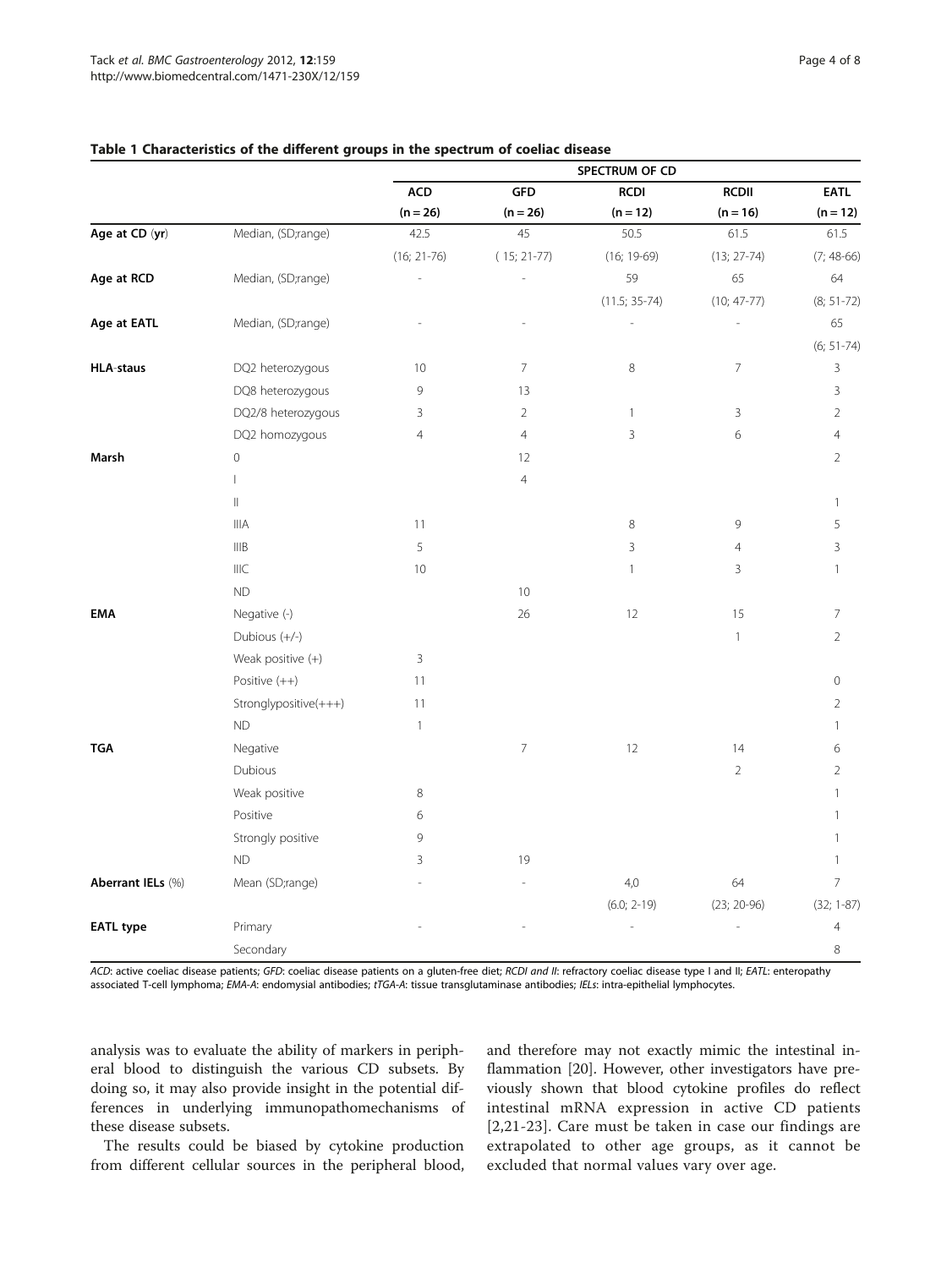**Table 1 Characteristics of the different groups in the spectrum of coeliac disease**

| | | SPECTRUM OF CD | | | | |
|---|---|---|---|---|---|---|
| | | ACD (n = 26) | GFD (n = 26) | RCDI (n = 12) | RCDII (n = 16) | EATL (n = 12) |
| **Age at CD (yr)** | Median, (SD;range) | 42.5 (16; 21-76) | 45 ( 15; 21-77) | 50.5 (16; 19-69) | 61.5 (13; 27-74) | 61.5 (7; 48-66) |
| **Age at RCD** | Median, (SD;range) | - | - | 59 (11.5; 35-74) | 65 (10; 47-77) | 64 (8; 51-72) |
| **Age at EATL** | Median, (SD;range) | - | - | - | - | 65 (6; 51-74) |
| **HLA-staus** | DQ2 heterozygous | 10 | 7 | 8 | 7 | 3 |
| | DQ8 heterozygous | 9 | 13 | | | 3 |
| | DQ2/8 heterozygous | 3 | 2 | 1 | 3 | 2 |
| | DQ2 homozygous | 4 | 4 | 3 | 6 | 4 |
| **Marsh** | 0 | | 12 | | | 2 |
| | I | | 4 | | | |
| | II | | | | | 1 |
| | IIIA | 11 | | 8 | 9 | 5 |
| | IIIB | 5 | | 3 | 4 | 3 |
| | IIIC | 10 | | 1 | 3 | 1 |
| | ND | | 10 | | | |
| **EMA** | Negative (-) | | 26 | 12 | 15 | 7 |
| | Dubious (+/-) | | | | 1 | 2 |
| | Weak positive (+) | 3 | | | | |
| | Positive (++) | 11 | | | | 0 |
| | Stronglypositive(+++) | 11 | | | | 2 |
| | ND | 1 | | | | 1 |
| **TGA** | Negative | | 7 | 12 | 14 | 6 |
| | Dubious | | | | 2 | 2 |
| | Weak positive | 8 | | | | 1 |
| | Positive | 6 | | | | 1 |
| | Strongly positive | 9 | | | | 1 |
| | ND | 3 | 19 | | | 1 |
| **Aberrant IELs (%)** | Mean (SD;range) | - | - | 4,0 (6.0; 2-19) | 64 (23; 20-96) | 7 (32; 1-87) |
| **EATL type** | Primary | - | - | - | - | 4 |
| | Secondary | | | | | 8 |

*ACD*: active coeliac disease patients; *GFD*: coeliac disease patients on a gluten-free diet; *RCDI and II*: refractory coeliac disease type I and II; *EATL*: enteropathy associated T-cell lymphoma; *EMA-A*: endomysial antibodies; *tTGA-A*: tissue transglutaminase antibodies; *IELs*: intra-epithelial lymphocytes.

analysis was to evaluate the ability of markers in peripheral blood to distinguish the various CD subsets. By doing so, it may also provide insight in the potential differences in underlying immunopathomechanisms of these disease subsets.

The results could be biased by cytokine production from different cellular sources in the peripheral blood, and therefore may not exactly mimic the intestinal inflammation [20]. However, other investigators have previously shown that blood cytokine profiles do reflect intestinal mRNA expression in active CD patients [2,21-23]. Care must be taken in case our findings are extrapolated to other age groups, as it cannot be excluded that normal values vary over age.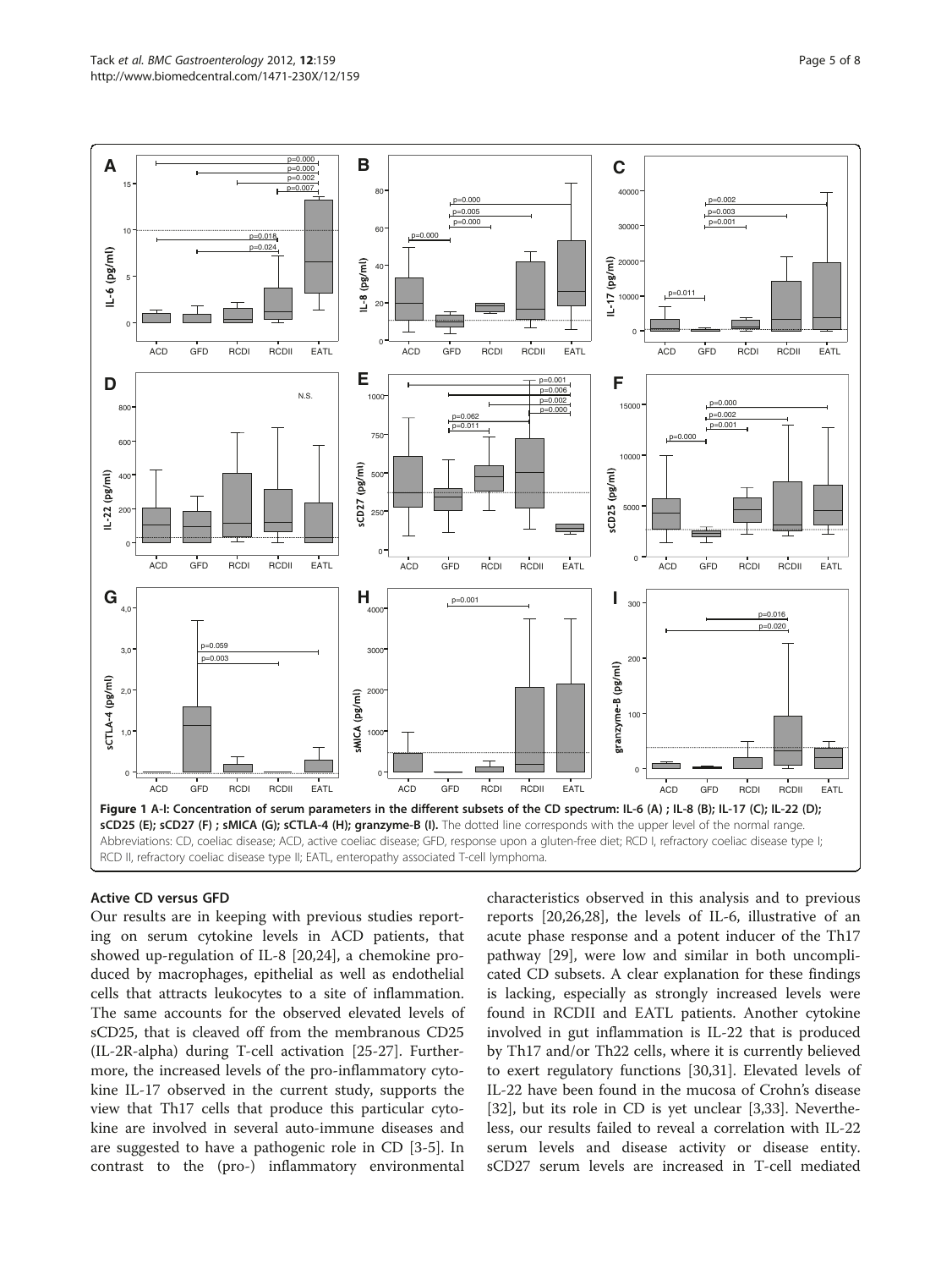**Figure 1 A-I: Concentration of serum parameters in the different subsets of the CD spectrum: IL-6 (A) ; IL-8 (B); IL-17 (C); IL-22 (D); sCD25 (E); sCD27 (F) ; sMICA (G); sCTLA-4 (H); granzyme-B (I).** The dotted line corresponds with the upper level of the normal range. Abbreviations: CD, coeliac disease; ACD, active coeliac disease; GFD, response upon a gluten-free diet; RCD I, refractory coeliac disease type I; RCD II, refractory coeliac disease type II; EATL, enteropathy associated T-cell lymphoma.

### Active CD versus GFD

Our results are in keeping with previous studies reporting on serum cytokine levels in ACD patients, that showed up-regulation of IL-8 [20,24], a chemokine produced by macrophages, epithelial as well as endothelial cells that attracts leukocytes to a site of inflammation. The same accounts for the observed elevated levels of sCD25, that is cleaved off from the membranous CD25 (IL-2R-alpha) during T-cell activation [25-27]. Furthermore, the increased levels of the pro-inflammatory cytokine IL-17 observed in the current study, supports the view that Th17 cells that produce this particular cytokine are involved in several auto-immune diseases and are suggested to have a pathogenic role in CD [3-5]. In contrast to the (pro-) inflammatory environmental characteristics observed in this analysis and to previous reports [20,26,28], the levels of IL-6, illustrative of an acute phase response and a potent inducer of the Th17 pathway [29], were low and similar in both uncomplicated CD subsets. A clear explanation for these findings is lacking, especially as strongly increased levels were found in RCDII and EATL patients. Another cytokine involved in gut inflammation is IL-22 that is produced by Th17 and/or Th22 cells, where it is currently believed to exert regulatory functions [30,31]. Elevated levels of IL-22 have been found in the mucosa of Crohn's disease [32], but its role in CD is yet unclear [3,33]. Nevertheless, our results failed to reveal a correlation with IL-22 serum levels and disease activity or disease entity. sCD27 serum levels are increased in T-cell mediated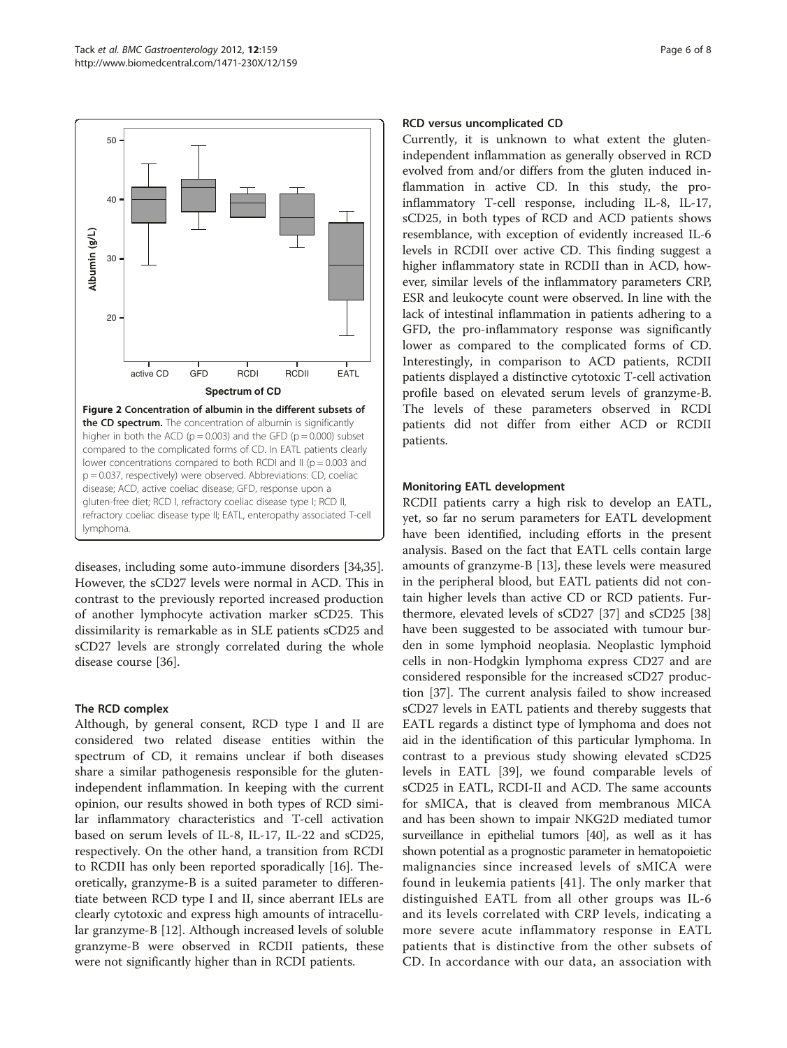Figure 2 Concentration of albumin in the different subsets of the CD spectrum. The concentration of albumin is significantly higher in both the ACD (p = 0.003) and the GFD (p = 0.000) subset compared to the complicated forms of CD. In EATL patients clearly lower concentrations compared to both RCDI and II (p = 0.003 and p = 0.037, respectively) were observed. Abbreviations: CD, coeliac disease; ACD, active coeliac disease; GFD, response upon a gluten-free diet; RCD I, refractory coeliac disease type I; RCD II, refractory coeliac disease type II; EATL, enteropathy associated T-cell lymphoma.

diseases, including some auto-immune disorders [34,35]. However, the sCD27 levels were normal in ACD. This in contrast to the previously reported increased production of another lymphocyte activation marker sCD25. This dissimilarity is remarkable as in SLE patients sCD25 and sCD27 levels are strongly correlated during the whole disease course [36].

### The RCD complex

Although, by general consent, RCD type I and II are considered two related disease entities within the spectrum of CD, it remains unclear if both diseases share a similar pathogenesis responsible for the gluten-independent inflammation. In keeping with the current opinion, our results showed in both types of RCD similar inflammatory characteristics and T-cell activation based on serum levels of IL-8, IL-17, IL-22 and sCD25, respectively. On the other hand, a transition from RCDI to RCDII has only been reported sporadically [16]. Theoretically, granzyme-B is a suited parameter to differentiate between RCD type I and II, since aberrant IELs are clearly cytotoxic and express high amounts of intracellular granzyme-B [12]. Although increased levels of soluble granzyme-B were observed in RCDII patients, these were not significantly higher than in RCDI patients.

### RCD versus uncomplicated CD

Currently, it is unknown to what extent the gluten-independent inflammation as generally observed in RCD evolved from and/or differs from the gluten induced inflammation in active CD. In this study, the pro-inflammatory T-cell response, including IL-8, IL-17, sCD25, in both types of RCD and ACD patients shows resemblance, with exception of evidently increased IL-6 levels in RCDII over active CD. This finding suggest a higher inflammatory state in RCDII than in ACD, however, similar levels of the inflammatory parameters CRP, ESR and leukocyte count were observed. In line with the lack of intestinal inflammation in patients adhering to a GFD, the pro-inflammatory response was significantly lower as compared to the complicated forms of CD. Interestingly, in comparison to ACD patients, RCDII patients displayed a distinctive cytotoxic T-cell activation profile based on elevated serum levels of granzyme-B. The levels of these parameters observed in RCDI patients did not differ from either ACD or RCDII patients.

### Monitoring EATL development

RCDII patients carry a high risk to develop an EATL, yet, so far no serum parameters for EATL development have been identified, including efforts in the present analysis. Based on the fact that EATL cells contain large amounts of granzyme-B [13], these levels were measured in the peripheral blood, but EATL patients did not contain higher levels than active CD or RCD patients. Furthermore, elevated levels of sCD27 [37] and sCD25 [38] have been suggested to be associated with tumour burden in some lymphoid neoplasia. Neoplastic lymphoid cells in non-Hodgkin lymphoma express CD27 and are considered responsible for the increased sCD27 production [37]. The current analysis failed to show increased sCD27 levels in EATL patients and thereby suggests that EATL regards a distinct type of lymphoma and does not aid in the identification of this particular lymphoma. In contrast to a previous study showing elevated sCD25 levels in EATL [39], we found comparable levels of sCD25 in EATL, RCDI-II and ACD. The same accounts for sMICA, that is cleaved from membranous MICA and has been shown to impair NKG2D mediated tumor surveillance in epithelial tumors [40], as well as it has shown potential as a prognostic parameter in hematopoietic malignancies since increased levels of sMICA were found in leukemia patients [41]. The only marker that distinguished EATL from all other groups was IL-6 and its levels correlated with CRP levels, indicating a more severe acute inflammatory response in EATL patients that is distinctive from the other subsets of CD. In accordance with our data, an association with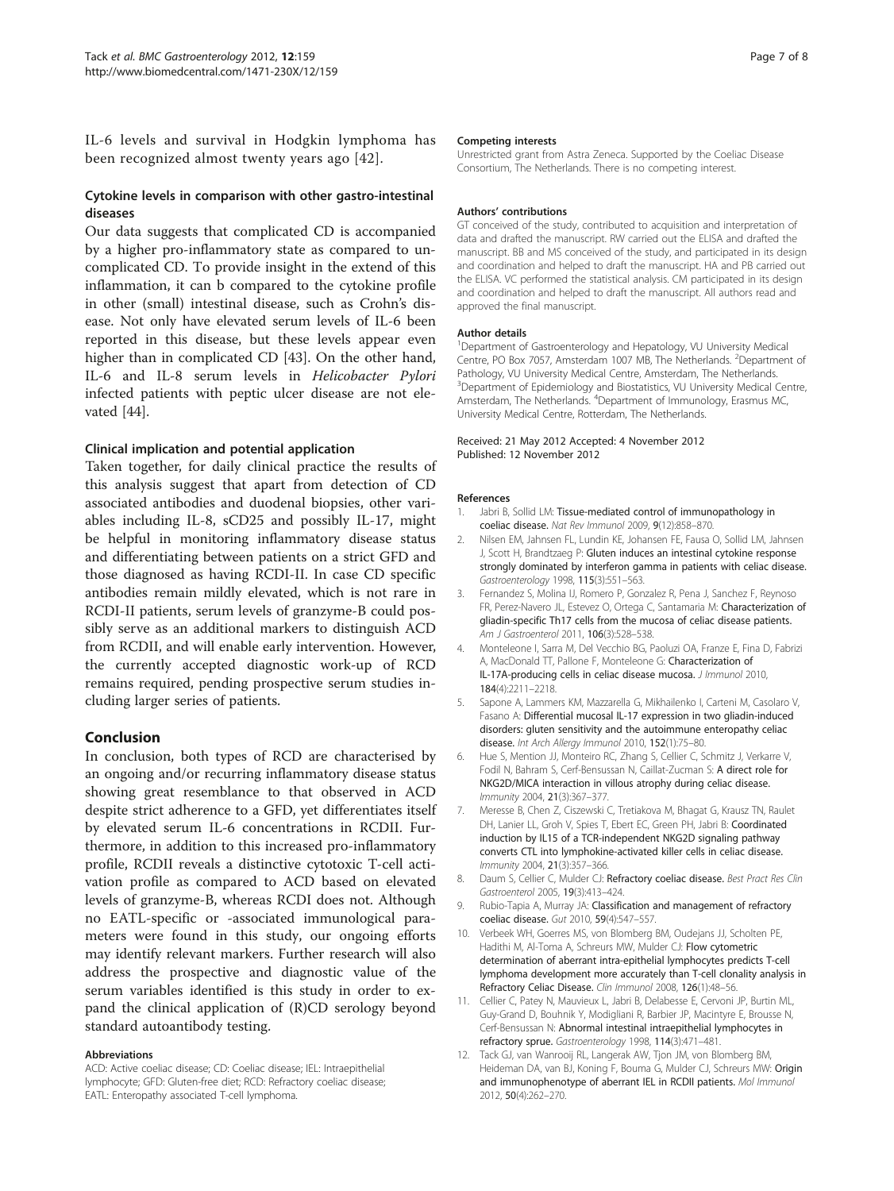IL-6 levels and survival in Hodgkin lymphoma has been recognized almost twenty years ago [42].

### Cytokine levels in comparison with other gastro-intestinal diseases

Our data suggests that complicated CD is accompanied by a higher pro-inflammatory state as compared to uncomplicated CD. To provide insight in the extend of this inflammation, it can b compared to the cytokine profile in other (small) intestinal disease, such as Crohn's disease. Not only have elevated serum levels of IL-6 been reported in this disease, but these levels appear even higher than in complicated CD [43]. On the other hand, IL-6 and IL-8 serum levels in *Helicobacter Pylori* infected patients with peptic ulcer disease are not elevated [44].

### Clinical implication and potential application

Taken together, for daily clinical practice the results of this analysis suggest that apart from detection of CD associated antibodies and duodenal biopsies, other variables including IL-8, sCD25 and possibly IL-17, might be helpful in monitoring inflammatory disease status and differentiating between patients on a strict GFD and those diagnosed as having RCDI-II. In case CD specific antibodies remain mildly elevated, which is not rare in RCDI-II patients, serum levels of granzyme-B could possibly serve as an additional markers to distinguish ACD from RCDII, and will enable early intervention. However, the currently accepted diagnostic work-up of RCD remains required, pending prospective serum studies including larger series of patients.

## Conclusion

In conclusion, both types of RCD are characterised by an ongoing and/or recurring inflammatory disease status showing great resemblance to that observed in ACD despite strict adherence to a GFD, yet differentiates itself by elevated serum IL-6 concentrations in RCDII. Furthermore, in addition to this increased pro-inflammatory profile, RCDII reveals a distinctive cytotoxic T-cell activation profile as compared to ACD based on elevated levels of granzyme-B, whereas RCDI does not. Although no EATL-specific or -associated immunological parameters were found in this study, our ongoing efforts may identify relevant markers. Further research will also address the prospective and diagnostic value of the serum variables identified is this study in order to expand the clinical application of (R)CD serology beyond standard autoantibody testing.

#### Abbreviations

ACD: Active coeliac disease; CD: Coeliac disease; IEL: Intraepithelial lymphocyte; GFD: Gluten-free diet; RCD: Refractory coeliac disease; EATL: Enteropathy associated T-cell lymphoma.

#### Competing interests

Unrestricted grant from Astra Zeneca. Supported by the Coeliac Disease Consortium, The Netherlands. There is no competing interest.

#### Authors' contributions

GT conceived of the study, contributed to acquisition and interpretation of data and drafted the manuscript. RW carried out the ELISA and drafted the manuscript. BB and MS conceived of the study, and participated in its design and coordination and helped to draft the manuscript. HA and PB carried out the ELISA. VC performed the statistical analysis. CM participated in its design and coordination and helped to draft the manuscript. All authors read and approved the final manuscript.

#### Author details

[1]Department of Gastroenterology and Hepatology, VU University Medical Centre, PO Box 7057, Amsterdam 1007 MB, The Netherlands. [2]Department of Pathology, VU University Medical Centre, Amsterdam, The Netherlands. [3]Department of Epidemiology and Biostatistics, VU University Medical Centre, Amsterdam, The Netherlands. [4]Department of Immunology, Erasmus MC, University Medical Centre, Rotterdam, The Netherlands.

Received: 21 May 2012 Accepted: 4 November 2012
Published: 12 November 2012

#### References

1. Jabri B, Sollid LM: **Tissue-mediated control of immunopathology in coeliac disease.** *Nat Rev Immunol* 2009, **9**(12):858–870.
2. Nilsen EM, Jahnsen FL, Lundin KE, Johansen FE, Fausa O, Sollid LM, Jahnsen J, Scott H, Brandtzaeg P: **Gluten induces an intestinal cytokine response strongly dominated by interferon gamma in patients with celiac disease.** *Gastroenterology* 1998, **115**(3):551–563.
3. Fernandez S, Molina IJ, Romero P, Gonzalez R, Pena J, Sanchez F, Reynoso FR, Perez-Navero JL, Estevez O, Ortega C, Santamaria M: **Characterization of gliadin-specific Th17 cells from the mucosa of celiac disease patients.** *Am J Gastroenterol* 2011, **106**(3):528–538.
4. Monteleone I, Sarra M, Del Vecchio BG, Paoluzi OA, Franze E, Fina D, Fabrizi A, MacDonald TT, Pallone F, Monteleone G: **Characterization of IL-17A-producing cells in celiac disease mucosa.** *J Immunol* 2010, **184**(4):2211–2218.
5. Sapone A, Lammers KM, Mazzarella G, Mikhailenko I, Carteni M, Casolaro V, Fasano A: **Differential mucosal IL-17 expression in two gliadin-induced disorders: gluten sensitivity and the autoimmune enteropathy celiac disease.** *Int Arch Allergy Immunol* 2010, **152**(1):75–80.
6. Hue S, Mention JJ, Monteiro RC, Zhang S, Cellier C, Schmitz J, Verkarre V, Fodil N, Bahram S, Cerf-Bensussan N, Caillat-Zucman S: **A direct role for NKG2D/MICA interaction in villous atrophy during celiac disease.** *Immunity* 2004, **21**(3):367–377.
7. Meresse B, Chen Z, Ciszewski C, Tretiakova M, Bhagat G, Krausz TN, Raulet DH, Lanier LL, Groh V, Spies T, Ebert EC, Green PH, Jabri B: **Coordinated induction by IL15 of a TCR-independent NKG2D signaling pathway converts CTL into lymphokine-activated killer cells in celiac disease.** *Immunity* 2004, **21**(3):357–366.
8. Daum S, Cellier C, Mulder CJ: **Refractory coeliac disease.** *Best Pract Res Clin Gastroenterol* 2005, **19**(3):413–424.
9. Rubio-Tapia A, Murray JA: **Classification and management of refractory coeliac disease.** *Gut* 2010, **59**(4):547–557.
10. Verbeek WH, Goerres MS, von Blomberg BM, Oudejans JJ, Scholten PE, Hadithi M, Al-Toma A, Schreurs MW, Mulder CJ: **Flow cytometric determination of aberrant intra-epithelial lymphocytes predicts T-cell lymphoma development more accurately than T-cell clonality analysis in Refractory Celiac Disease.** *Clin Immunol* 2008, **126**(1):48–56.
11. Cellier C, Patey N, Mauvieux L, Jabri B, Delabesse E, Cervoni JP, Burtin ML, Guy-Grand D, Bouhnik Y, Modigliani R, Barbier JP, Macintyre E, Brousse N, Cerf-Bensussan N: **Abnormal intestinal intraepithelial lymphocytes in refractory sprue.** *Gastroenterology* 1998, **114**(3):471–481.
12. Tack GJ, van Wanrooij RL, Langerak AW, Tjon JM, von Blomberg BM, Heideman DA, van BJ, Koning F, Bouma G, Mulder CJ, Schreurs MW: **Origin and immunophenotype of aberrant IEL in RCDII patients.** *Mol Immunol* 2012, **50**(4):262–270.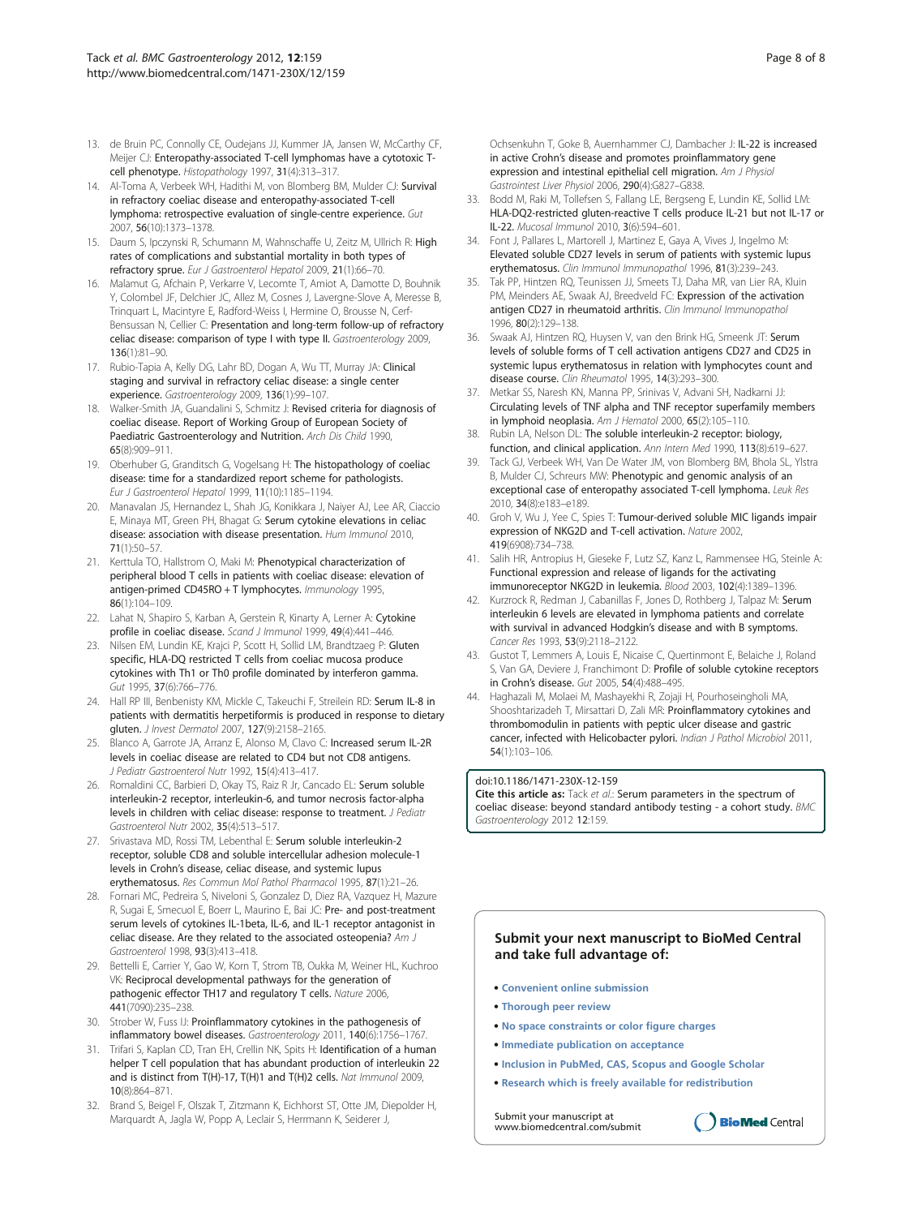13. de Bruin PC, Connolly CE, Oudejans JJ, Kummer JA, Jansen W, McCarthy CF, Meijer CJ: **Enteropathy-associated T-cell lymphomas have a cytotoxic T-cell phenotype.** *Histopathology* 1997, **31**(4):313–317.
14. Al-Toma A, Verbeek WH, Hadithi M, von Blomberg BM, Mulder CJ: **Survival in refractory coeliac disease and enteropathy-associated T-cell lymphoma: retrospective evaluation of single-centre experience.** *Gut* 2007, **56**(10):1373–1378.
15. Daum S, Ipczynski R, Schumann M, Wahnschaffe U, Zeitz M, Ullrich R: **High rates of complications and substantial mortality in both types of refractory sprue.** *Eur J Gastroenterol Hepatol* 2009, **21**(1):66–70.
16. Malamut G, Afchain P, Verkarre V, Lecomte T, Amiot A, Damotte D, Bouhnik Y, Colombel JF, Delchier JC, Allez M, Cosnes J, Lavergne-Slove A, Meresse B, Trinquart L, Macintyre E, Radford-Weiss I, Hermine O, Brousse N, Cerf-Bensussan N, Cellier C: **Presentation and long-term follow-up of refractory celiac disease: comparison of type I with type II.** *Gastroenterology* 2009, **136**(1):81–90.
17. Rubio-Tapia A, Kelly DG, Lahr BD, Dogan A, Wu TT, Murray JA: **Clinical staging and survival in refractory celiac disease: a single center experience.** *Gastroenterology* 2009, **136**(1):99–107.
18. Walker-Smith JA, Guandalini S, Schmitz J: **Revised criteria for diagnosis of coeliac disease. Report of Working Group of European Society of Paediatric Gastroenterology and Nutrition.** *Arch Dis Child* 1990, **65**(8):909–911.
19. Oberhuber G, Granditsch G, Vogelsang H: **The histopathology of coeliac disease: time for a standardized report scheme for pathologists.** *Eur J Gastroenterol Hepatol* 1999, **11**(10):1185–1194.
20. Manavalan JS, Hernandez L, Shah JG, Konikkara J, Naiyer AJ, Lee AR, Ciaccio E, Minaya MT, Green PH, Bhagat G: **Serum cytokine elevations in celiac disease: association with disease presentation.** *Hum Immunol* 2010, **71**(1):50–57.
21. Kerttula TO, Hallstrom O, Maki M: **Phenotypical characterization of peripheral blood T cells in patients with celiac disease: elevation of antigen-primed CD45RO + T lymphocytes.** *Immunology* 1995, **86**(1):104–109.
22. Lahat N, Shapiro S, Karban A, Gerstein R, Kinarty A, Lerner A: **Cytokine profile in coeliac disease.** *Scand J Immunol* 1999, **49**(4):441–446.
23. Nilsen EM, Lundin KE, Krajci P, Scott H, Sollid LM, Brandtzaeg P: **Gluten specific, HLA-DQ restricted T cells from coeliac mucosa produce cytokines with Th1 or Th0 profile dominated by interferon gamma.** *Gut* 1995, **37**(6):766–776.
24. Hall RP III, Benbenisty KM, Mickle C, Takeuchi F, Streilein RD: **Serum IL-8 in patients with dermatitis herpetiformis is produced in response to dietary gluten.** *J Invest Dermatol* 2007, **127**(9):2158–2165.
25. Blanco A, Garrote JA, Arranz E, Alonso M, Clavo C: **Increased serum IL-2R levels in coeliac disease are related to CD4 but not CD8 antigens.** *J Pediatr Gastroenterol Nutr* 1992, **15**(4):413–417.
26. Romaldini CC, Barbieri D, Okay TS, Raiz R Jr, Cancado EL: **Serum soluble interleukin-2 receptor, interleukin-6, and tumor necrosis factor-alpha levels in children with celiac disease: response to treatment.** *J Pediatr Gastroenterol Nutr* 2002, **35**(4):513–517.
27. Srivastava MD, Rossi TM, Lebenthal E: **Serum soluble interleukin-2 receptor, soluble CD8 and soluble intercellular adhesion molecule-1 levels in Crohn's disease, celiac disease, and systemic lupus erythematosus.** *Res Commun Mol Pathol Pharmacol* 1995, **87**(1):21–26.
28. Fornari MC, Pedreira S, Niveloni S, Gonzalez D, Diez RA, Vazquez H, Mazure R, Sugai E, Smecuol E, Boerr L, Maurino E, Bai JC: **Pre- and post-treatment serum levels of cytokines IL-1beta, IL-6, and IL-1 receptor antagonist in celiac disease. Are they related to the associated osteopenia?** *Am J Gastroenterol* 1998, **93**(3):413–418.
29. Bettelli E, Carrier Y, Gao W, Korn T, Strom TB, Oukka M, Weiner HL, Kuchroo VK: **Reciprocal developmental pathways for the generation of pathogenic effector TH17 and regulatory T cells.** *Nature* 2006, **441**(7090):235–238.
30. Strober W, Fuss IJ: **Proinflammatory cytokines in the pathogenesis of inflammatory bowel diseases.** *Gastroenterology* 2011, **140**(6):1756–1767.
31. Trifari S, Kaplan CD, Tran EH, Crellin NK, Spits H: **Identification of a human helper T cell population that has abundant production of interleukin 22 and is distinct from T(H)-17, T(H)1 and T(H)2 cells.** *Nat Immunol* 2009, **10**(8):864–871.
32. Brand S, Beigel F, Olszak T, Zitzmann K, Eichhorst ST, Otte JM, Diepolder H, Marquardt A, Jagla W, Popp A, Leclair S, Herrmann K, Seiderer J, Ochsenkuhn T, Goke B, Auernhammer CJ, Dambacher J: **IL-22 is increased in active Crohn's disease and promotes proinflammatory gene expression and intestinal epithelial cell migration.** *Am J Physiol Gastrointest Liver Physiol* 2006, **290**(4):G827–G838.
33. Bodd M, Raki M, Tollefsen S, Fallang LE, Bergseng E, Lundin KE, Sollid LM: **HLA-DQ2-restricted gluten-reactive T cells produce IL-21 but not IL-17 or IL-22.** *Mucosal Immunol* 2010, **3**(6):594–601.
34. Font J, Pallares L, Martorell J, Martinez E, Gaya A, Vives J, Ingelmo M: **Elevated soluble CD27 levels in serum of patients with systemic lupus erythematosus.** *Clin Immunol Immunopathol* 1996, **81**(3):239–243.
35. Tak PP, Hintzen RQ, Teunissen JJ, Smeets TJ, Daha MR, van Lier RA, Kluin PM, Meinders AE, Swaak AJ, Breedveld FC: **Expression of the activation antigen CD27 in rheumatoid arthritis.** *Clin Immunol Immunopathol* 1996, **80**(2):129–138.
36. Swaak AJ, Hintzen RQ, Huysen V, van den Brink HG, Smeenk JT: **Serum levels of soluble forms of T cell activation antigens CD27 and CD25 in systemic lupus erythematosus in relation with lymphocytes count and disease course.** *Clin Rheumatol* 1995, **14**(3):293–300.
37. Metkar SS, Naresh KN, Manna PP, Srinivas V, Advani SH, Nadkarni JJ: **Circulating levels of TNF alpha and TNF receptor superfamily members in lymphoid neoplasia.** *Am J Hematol* 2000, **65**(2):105–110.
38. Rubin LA, Nelson DL: **The soluble interleukin-2 receptor: biology, function, and clinical application.** *Ann Intern Med* 1990, **113**(8):619–627.
39. Tack GJ, Verbeek WH, Van De Water JM, von Blomberg BM, Bhola SL, Ylstra B, Mulder CJ, Schreurs MW: **Phenotypic and genomic analysis of an exceptional case of enteropathy associated T-cell lymphoma.** *Leuk Res* 2010, **34**(8):e183–e189.
40. Groh V, Wu J, Yee C, Spies T: **Tumour-derived soluble MIC ligands impair expression of NKG2D and T-cell activation.** *Nature* 2002, **419**(6908):734–738.
41. Salih HR, Antropius H, Gieseke F, Lutz SZ, Kanz L, Rammensee HG, Steinle A: **Functional expression and release of ligands for the activating immunoreceptor NKG2D in leukemia.** *Blood* 2003, **102**(4):1389–1396.
42. Kurzrock R, Redman J, Cabanillas F, Jones D, Rothberg J, Talpaz M: **Serum interleukin 6 levels are elevated in lymphoma patients and correlate with survival in advanced Hodgkin's disease and with B symptoms.** *Cancer Res* 1993, **53**(9):2118–2122.
43. Gustot T, Lemmers A, Louis E, Nicaise C, Quertinmont E, Belaiche J, Roland S, Van GA, Deviere J, Franchimont D: **Profile of soluble cytokine receptors in Crohn's disease.** *Gut* 2005, **54**(4):488–495.
44. Haghazali M, Molaei M, Mashayekhi R, Zojaji H, Pourhoseingholi MA, Shooshtarizadeh T, Mirsattari D, Zali MR: **Proinflammatory cytokines and thrombomodulin in patients with peptic ulcer disease and gastric cancer, infected with Helicobacter pylori.** *Indian J Pathol Microbiol* 2011, **54**(1):103–106.

doi:10.1186/1471-230X-12-159

**Cite this article as:** Tack *et al.*: Serum parameters in the spectrum of coeliac disease: beyond standard antibody testing - a cohort study. *BMC Gastroenterology* 2012 **12**:159.

**Submit your next manuscript to BioMed Central and take full advantage of:**

- **Convenient online submission**
- **Thorough peer review**
- **No space constraints or color figure charges**
- **Immediate publication on acceptance**
- **Inclusion in PubMed, CAS, Scopus and Google Scholar**
- **Research which is freely available for redistribution**

Submit your manuscript at
www.biomedcentral.com/submit

BioMed Central